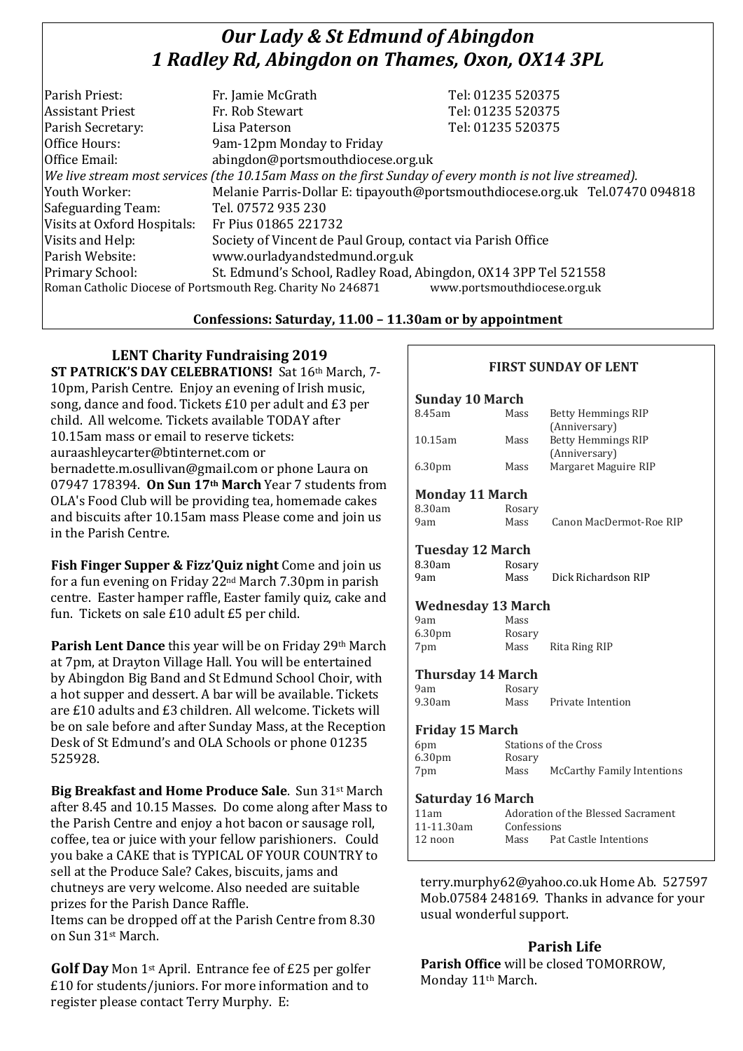# *Our Lady & St Edmund of Abingdon*
# *1 Radley Rd, Abingdon on Thames, Oxon, OX14 3PL*

| | | |
|---|---|---|
| Parish Priest: | Fr. Jamie McGrath | Tel: 01235 520375 |
| Assistant Priest | Fr. Rob Stewart | Tel: 01235 520375 |
| Parish Secretary: | Lisa Paterson | Tel: 01235 520375 |
| Office Hours: | 9am-12pm Monday to Friday | |
| Office Email: | abingdon@portsmouthdiocese.org.uk | |

*We live stream most services (the 10.15am Mass on the first Sunday of every month is not live streamed).*

| | |
|---|---|
| Youth Worker: | Melanie Parris-Dollar E: tipayouth@portsmouthdiocese.org.uk Tel.07470 094818 |
| Safeguarding Team: | Tel. 07572 935 230 |
| Visits at Oxford Hospitals: | Fr Pius 01865 221732 |
| Visits and Help: | Society of Vincent de Paul Group, contact via Parish Office |
| Parish Website: | www.ourladyandstedmund.org.uk |
| Primary School: | St. Edmund's School, Radley Road, Abingdon, OX14 3PP Tel 521558 |

Roman Catholic Diocese of Portsmouth Reg. Charity No 246871 www.portsmouthdiocese.org.uk

**Confessions: Saturday, 11.00 – 11.30am or by appointment**

## LENT Charity Fundraising 2019

**ST PATRICK'S DAY CELEBRATIONS!** Sat 16th March, 7-10pm, Parish Centre. Enjoy an evening of Irish music, song, dance and food. Tickets £10 per adult and £3 per child. All welcome. Tickets available TODAY after 10.15am mass or email to reserve tickets: auraashleycarter@btinternet.com or bernadette.m.osullivan@gmail.com or phone Laura on 07947 178394. **On Sun 17th March** Year 7 students from OLA's Food Club will be providing tea, homemade cakes and biscuits after 10.15am mass Please come and join us in the Parish Centre.

**Fish Finger Supper & Fizz'Quiz night** Come and join us for a fun evening on Friday 22nd March 7.30pm in parish centre. Easter hamper raffle, Easter family quiz, cake and fun. Tickets on sale £10 adult £5 per child.

**Parish Lent Dance** this year will be on Friday 29th March at 7pm, at Drayton Village Hall. You will be entertained by Abingdon Big Band and St Edmund School Choir, with a hot supper and dessert. A bar will be available. Tickets are £10 adults and £3 children. All welcome. Tickets will be on sale before and after Sunday Mass, at the Reception Desk of St Edmund's and OLA Schools or phone 01235 525928.

**Big Breakfast and Home Produce Sale**. Sun 31st March after 8.45 and 10.15 Masses. Do come along after Mass to the Parish Centre and enjoy a hot bacon or sausage roll, coffee, tea or juice with your fellow parishioners. Could you bake a CAKE that is TYPICAL OF YOUR COUNTRY to sell at the Produce Sale? Cakes, biscuits, jams and chutneys are very welcome. Also needed are suitable prizes for the Parish Dance Raffle.
Items can be dropped off at the Parish Centre from 8.30 on Sun 31st March.

**Golf Day** Mon 1st April. Entrance fee of £25 per golfer £10 for students/juniors. For more information and to register please contact Terry Murphy. E: terry.murphy62@yahoo.co.uk Home Ab. 527597 Mob.07584 248169. Thanks in advance for your usual wonderful support.

### FIRST SUNDAY OF LENT

**Sunday 10 March**

| | | |
|---|---|---|
| 8.45am | Mass | Betty Hemmings RIP (Anniversary) |
| 10.15am | Mass | Betty Hemmings RIP (Anniversary) |
| 6.30pm | Mass | Margaret Maguire RIP |

**Monday 11 March**

| | | |
|---|---|---|
| 8.30am | Rosary | |
| 9am | Mass | Canon MacDermot-Roe RIP |

**Tuesday 12 March**

| | | |
|---|---|---|
| 8.30am | Rosary | |
| 9am | Mass | Dick Richardson RIP |

**Wednesday 13 March**

| | | |
|---|---|---|
| 9am | Mass | |
| 6.30pm | Rosary | |
| 7pm | Mass | Rita Ring RIP |

**Thursday 14 March**

| | | |
|---|---|---|
| 9am | Rosary | |
| 9.30am | Mass | Private Intention |

**Friday 15 March**

| | | |
|---|---|---|
| 6pm | Stations of the Cross | |
| 6.30pm | Rosary | |
| 7pm | Mass | McCarthy Family Intentions |

**Saturday 16 March**

| | | |
|---|---|---|
| 11am | Adoration of the Blessed Sacrament | |
| 11-11.30am | Confessions | |
| 12 noon | Mass | Pat Castle Intentions |

## Parish Life

**Parish Office** will be closed TOMORROW, Monday 11th March.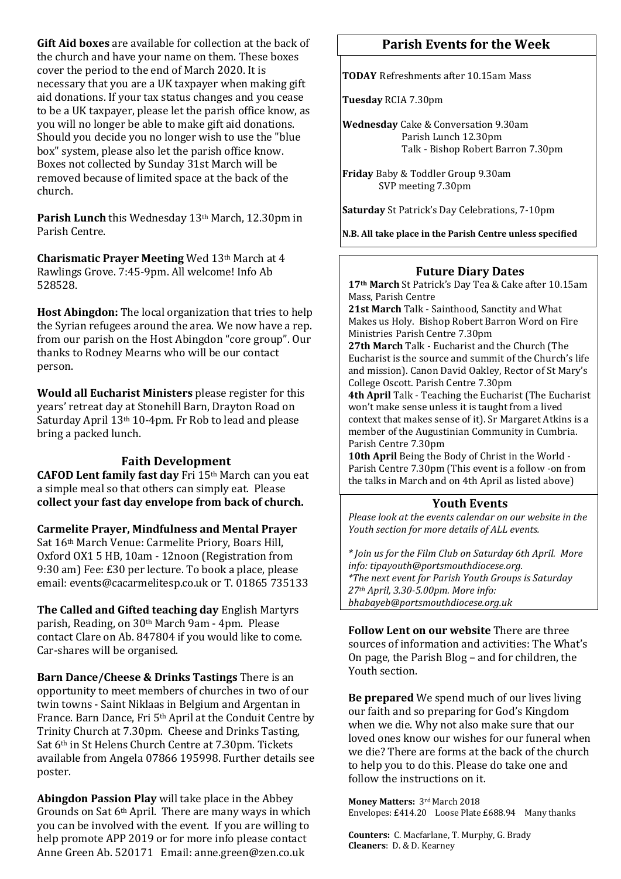**Gift Aid boxes** are available for collection at the back of the church and have your name on them. These boxes cover the period to the end of March 2020. It is necessary that you are a UK taxpayer when making gift aid donations. If your tax status changes and you cease to be a UK taxpayer, please let the parish office know, as you will no longer be able to make gift aid donations. Should you decide you no longer wish to use the "blue box" system, please also let the parish office know. Boxes not collected by Sunday 31st March will be removed because of limited space at the back of the church.

**Parish Lunch** this Wednesday 13th March, 12.30pm in Parish Centre.

**Charismatic Prayer Meeting** Wed 13th March at 4 Rawlings Grove. 7:45-9pm. All welcome! Info Ab 528528.

**Host Abingdon:** The local organization that tries to help the Syrian refugees around the area. We now have a rep. from our parish on the Host Abingdon "core group". Our thanks to Rodney Mearns who will be our contact person.

**Would all Eucharist Ministers** please register for this years' retreat day at Stonehill Barn, Drayton Road on Saturday April 13th 10-4pm. Fr Rob to lead and please bring a packed lunch.

## Faith Development

**CAFOD Lent family fast day** Fri 15th March can you eat a simple meal so that others can simply eat. Please **collect your fast day envelope from back of church.**

**Carmelite Prayer, Mindfulness and Mental Prayer** Sat 16th March Venue: Carmelite Priory, Boars Hill, Oxford OX1 5 HB, 10am - 12noon (Registration from 9:30 am) Fee: £30 per lecture. To book a place, please email: events@cacarmelitesp.co.uk or T. 01865 735133

**The Called and Gifted teaching day** English Martyrs parish, Reading, on 30th March 9am - 4pm. Please contact Clare on Ab. 847804 if you would like to come. Car-shares will be organised.

**Barn Dance/Cheese & Drinks Tastings** There is an opportunity to meet members of churches in two of our twin towns - Saint Niklaas in Belgium and Argentan in France. Barn Dance, Fri 5th April at the Conduit Centre by Trinity Church at 7.30pm. Cheese and Drinks Tasting, Sat 6th in St Helens Church Centre at 7.30pm. Tickets available from Angela 07866 195998. Further details see poster.

**Abingdon Passion Play** will take place in the Abbey Grounds on Sat 6th April. There are many ways in which you can be involved with the event. If you are willing to help promote APP 2019 or for more info please contact Anne Green Ab. 520171 Email: anne.green@zen.co.uk

## Parish Events for the Week

**TODAY** Refreshments after 10.15am Mass

**Tuesday** RCIA 7.30pm

**Wednesday** Cake & Conversation 9.30am
Parish Lunch 12.30pm
Talk - Bishop Robert Barron 7.30pm

**Friday** Baby & Toddler Group 9.30am
SVP meeting 7.30pm

**Saturday** St Patrick's Day Celebrations, 7-10pm

**N.B. All take place in the Parish Centre unless specified**

## Future Diary Dates

**17th March** St Patrick's Day Tea & Cake after 10.15am Mass, Parish Centre
**21st March** Talk - Sainthood, Sanctity and What Makes us Holy. Bishop Robert Barron Word on Fire Ministries Parish Centre 7.30pm
**27th March** Talk - Eucharist and the Church (The Eucharist is the source and summit of the Church's life and mission). Canon David Oakley, Rector of St Mary's College Oscott. Parish Centre 7.30pm
**4th April** Talk - Teaching the Eucharist (The Eucharist won't make sense unless it is taught from a lived context that makes sense of it). Sr Margaret Atkins is a member of the Augustinian Community in Cumbria. Parish Centre 7.30pm
**10th April** Being the Body of Christ in the World - Parish Centre 7.30pm (This event is a follow -on from the talks in March and on 4th April as listed above)

## Youth Events

*Please look at the events calendar on our website in the Youth section for more details of ALL events.*

** Join us for the Film Club on Saturday 6th April. More info: tipayouth@portsmouthdiocese.org.*
**The next event for Parish Youth Groups is Saturday 27th April, 3.30-5.00pm. More info: bhabayeb@portsmouthdiocese.org.uk*

**Follow Lent on our website** There are three sources of information and activities: The What's On page, the Parish Blog – and for children, the Youth section.

**Be prepared** We spend much of our lives living our faith and so preparing for God's Kingdom when we die. Why not also make sure that our loved ones know our wishes for our funeral when we die? There are forms at the back of the church to help you to do this. Please do take one and follow the instructions on it.

**Money Matters:** 3rd March 2018
Envelopes: £414.20 Loose Plate £688.94 Many thanks

**Counters:** C. Macfarlane, T. Murphy, G. Brady
**Cleaners**: D. & D. Kearney